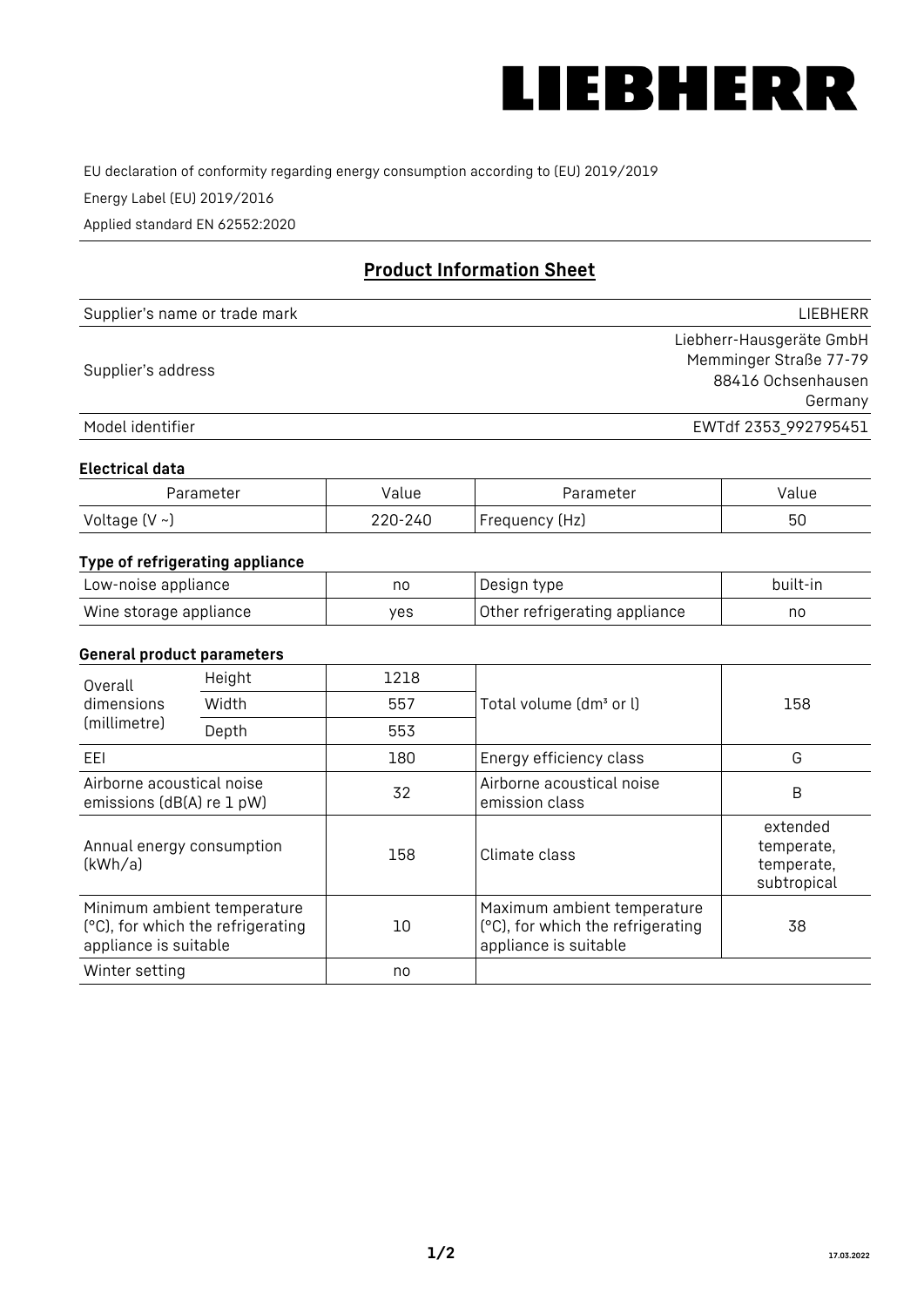# LIEBHERR

EU declaration of conformity regarding energy consumption according to (EU) 2019/2019

Energy Label (EU) 2019/2016

Applied standard EN 62552:2020

## Product Information Sheet

| | |
|---|---|
| Supplier's name or trade mark | LIEBHERR |
| Supplier's address | Liebherr-Hausgeräte GmbH<br>Memminger Straße 77-79<br>88416 Ochsenhausen<br>Germany |
| Model identifier | EWTdf 2353_992795451 |

### Electrical data

| Parameter | Value | Parameter | Value |
|---|---|---|---|
| Voltage (V ~) | 220-240 | Frequency (Hz) | 50 |

### Type of refrigerating appliance

| | | | |
|---|---|---|---|
| Low-noise appliance | no | Design type | built-in |
| Wine storage appliance | yes | Other refrigerating appliance | no |

### General product parameters

| | | | | |
|---|---|---|---|---|
| Overall dimensions (millimetre) | Height | 1218 | Total volume (dm³ or l) | 158 |
| | Width | 557 | | |
| | Depth | 553 | | |
| EEI | | 180 | Energy efficiency class | G |
| Airborne acoustical noise emissions (dB(A) re 1 pW) | | 32 | Airborne acoustical noise emission class | B |
| Annual energy consumption (kWh/a) | | 158 | Climate class | extended temperate, temperate, subtropical |
| Minimum ambient temperature (°C), for which the refrigerating appliance is suitable | | 10 | Maximum ambient temperature (°C), for which the refrigerating appliance is suitable | 38 |
| Winter setting | | no | | |

17.03.2022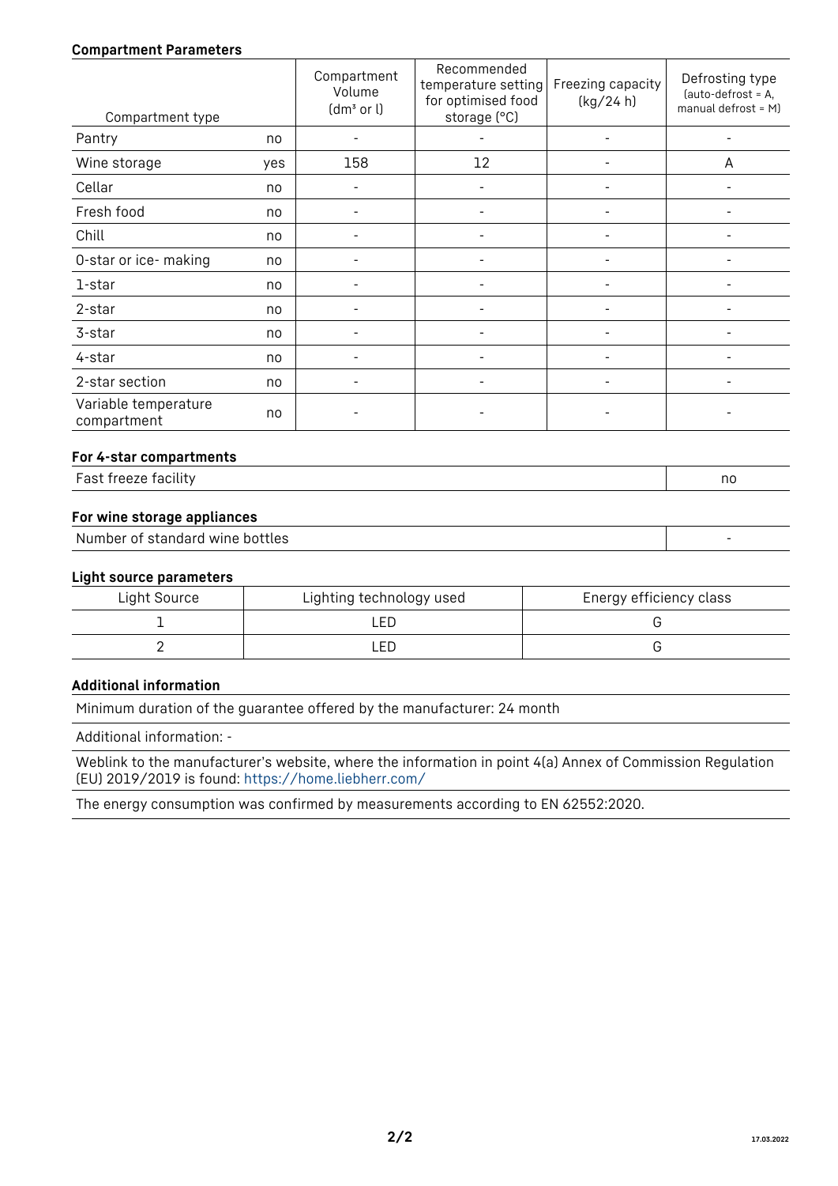### Compartment Parameters

| Compartment type | | Compartment Volume (dm³ or l) | Recommended temperature setting for optimised food storage (°C) | Freezing capacity (kg/24 h) | Defrosting type (auto-defrost = A, manual defrost = M) |
|---|---|---|---|---|---|
| Pantry | no | - | - | - | - |
| Wine storage | yes | 158 | 12 | - | A |
| Cellar | no | - | - | - | - |
| Fresh food | no | - | - | - | - |
| Chill | no | - | - | - | - |
| 0-star or ice- making | no | - | - | - | - |
| 1-star | no | - | - | - | - |
| 2-star | no | - | - | - | - |
| 3-star | no | - | - | - | - |
| 4-star | no | - | - | - | - |
| 2-star section | no | - | - | - | - |
| Variable temperature compartment | no | - | - | - | - |

### For 4-star compartments

| | |
|---|---|
| Fast freeze facility | no |

### For wine storage appliances

| | |
|---|---|
| Number of standard wine bottles | - |

### Light source parameters

| Light Source | Lighting technology used | Energy efficiency class |
|---|---|---|
| 1 | LED | G |
| 2 | LED | G |

### Additional information

Minimum duration of the guarantee offered by the manufacturer: 24 month

Additional information: -

Weblink to the manufacturer's website, where the information in point 4(a) Annex of Commission Regulation (EU) 2019/2019 is found: https://home.liebherr.com/

The energy consumption was confirmed by measurements according to EN 62552:2020.

17.03.2022